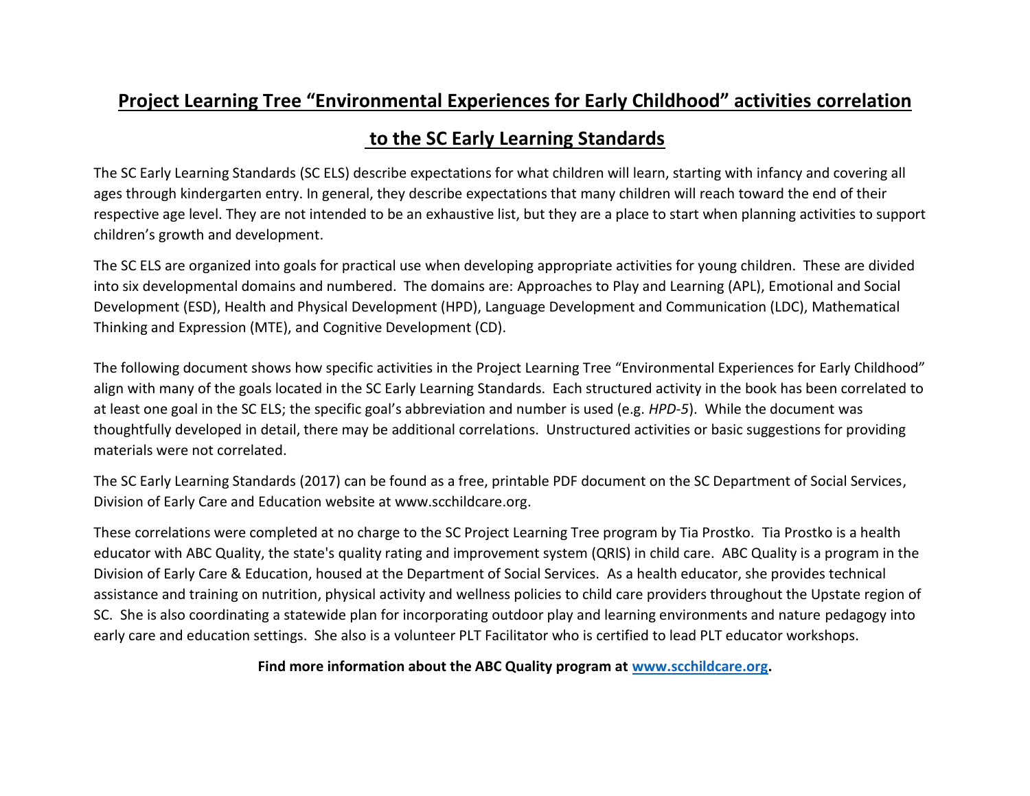# Project Learning Tree "Environmental Experiences for Early Childhood" activities correlation to the SC Early Learning Standards

The SC Early Learning Standards (SC ELS) describe expectations for what children will learn, starting with infancy and covering all ages through kindergarten entry. In general, they describe expectations that many children will reach toward the end of their respective age level. They are not intended to be an exhaustive list, but they are a place to start when planning activities to support children's growth and development.

The SC ELS are organized into goals for practical use when developing appropriate activities for young children. These are divided into six developmental domains and numbered. The domains are: Approaches to Play and Learning (APL), Emotional and Social Development (ESD), Health and Physical Development (HPD), Language Development and Communication (LDC), Mathematical Thinking and Expression (MTE), and Cognitive Development (CD).

The following document shows how specific activities in the Project Learning Tree "Environmental Experiences for Early Childhood" align with many of the goals located in the SC Early Learning Standards. Each structured activity in the book has been correlated to at least one goal in the SC ELS; the specific goal's abbreviation and number is used (e.g. *HPD-5*). While the document was thoughtfully developed in detail, there may be additional correlations. Unstructured activities or basic suggestions for providing materials were not correlated.

The SC Early Learning Standards (2017) can be found as a free, printable PDF document on the SC Department of Social Services, Division of Early Care and Education website at www.scchildcare.org.

These correlations were completed at no charge to the SC Project Learning Tree program by Tia Prostko. Tia Prostko is a health educator with ABC Quality, the state's quality rating and improvement system (QRIS) in child care. ABC Quality is a program in the Division of Early Care & Education, housed at the Department of Social Services. As a health educator, she provides technical assistance and training on nutrition, physical activity and wellness policies to child care providers throughout the Upstate region of SC. She is also coordinating a statewide plan for incorporating outdoor play and learning environments and nature pedagogy into early care and education settings. She also is a volunteer PLT Facilitator who is certified to lead PLT educator workshops.

**Find more information about the ABC Quality program at [www.scchildcare.org](http://www.scchildcare.org).**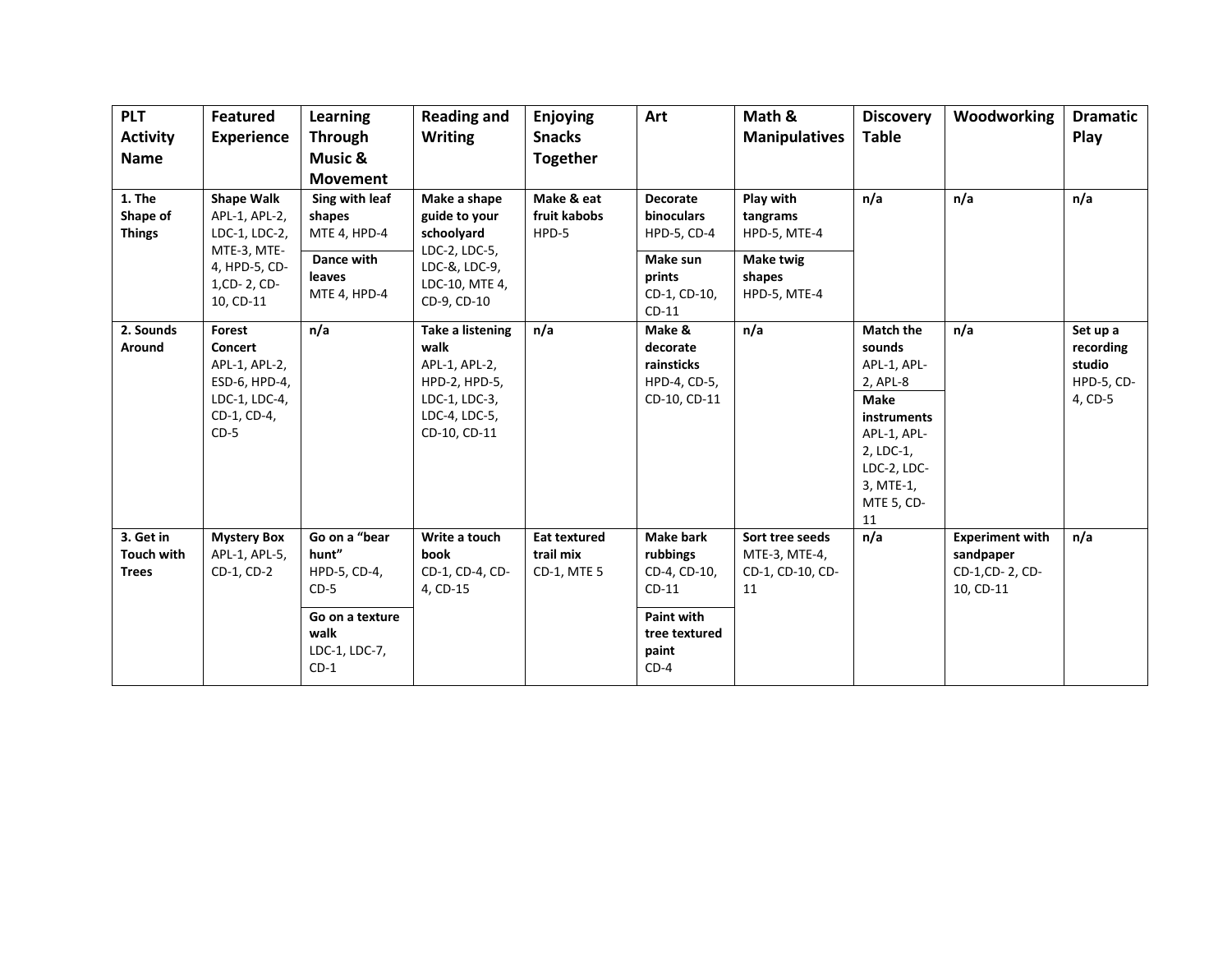| PLT Activity Name | Featured Experience | Learning Through Music & Movement | Reading and Writing | Enjoying Snacks Together | Art | Math & Manipulatives | Discovery Table | Woodworking | Dramatic Play |
|---|---|---|---|---|---|---|---|---|---|
| **1. The Shape of Things** | **Shape Walk** APL-1, APL-2, LDC-1, LDC-2, MTE-3, MTE-4, HPD-5, CD-1,CD- 2, CD-10, CD-11 | **Sing with leaf shapes** MTE 4, HPD-4 | **Make a shape guide to your schoolyard** LDC-2, LDC-5, LDC-&, LDC-9, LDC-10, MTE 4, CD-9, CD-10 | **Make & eat fruit kabobs** HPD-5 | **Decorate binoculars** HPD-5, CD-4 | **Play with tangrams** HPD-5, MTE-4 | **n/a** | **n/a** | **n/a** |
| | | **Dance with leaves** MTE 4, HPD-4 | | | **Make sun prints** CD-1, CD-10, CD-11 | **Make twig shapes** HPD-5, MTE-4 | | | |
| **2. Sounds Around** | **Forest Concert** APL-1, APL-2, ESD-6, HPD-4, LDC-1, LDC-4, CD-1, CD-4, CD-5 | **n/a** | **Take a listening walk** APL-1, APL-2, HPD-2, HPD-5, LDC-1, LDC-3, LDC-4, LDC-5, CD-10, CD-11 | **n/a** | **Make & decorate rainsticks** HPD-4, CD-5, CD-10, CD-11 | **n/a** | **Match the sounds** APL-1, APL-2, APL-8 | **n/a** | **Set up a recording studio** HPD-5, CD-4, CD-5 |
| | | | | | | | **Make instruments** APL-1, APL-2, LDC-1, LDC-2, LDC-3, MTE-1, MTE 5, CD-11 | | |
| **3. Get in Touch with Trees** | **Mystery Box** APL-1, APL-5, CD-1, CD-2 | **Go on a "bear hunt"** HPD-5, CD-4, CD-5 | **Write a touch book** CD-1, CD-4, CD-4, CD-15 | **Eat textured trail mix** CD-1, MTE 5 | **Make bark rubbings** CD-4, CD-10, CD-11 | **Sort tree seeds** MTE-3, MTE-4, CD-1, CD-10, CD-11 | **n/a** | **Experiment with sandpaper** CD-1,CD- 2, CD-10, CD-11 | **n/a** |
| | | **Go on a texture walk** LDC-1, LDC-7, CD-1 | | | **Paint with tree textured paint** CD-4 | | | | |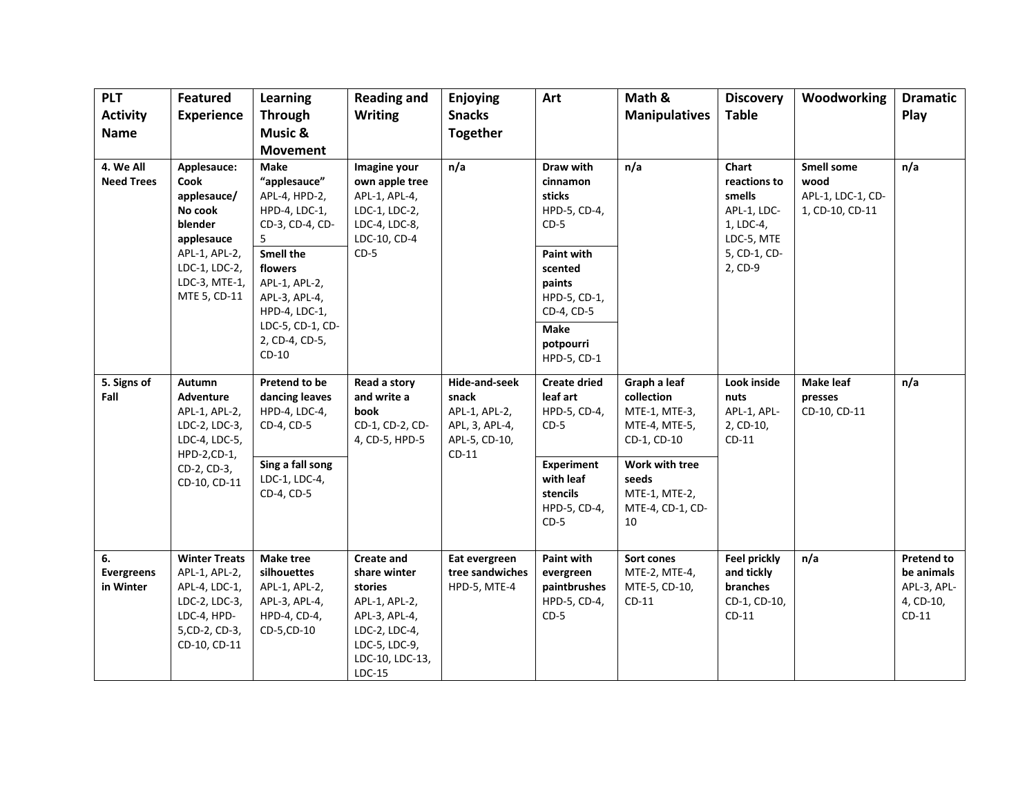| PLT Activity Name | Featured Experience | Learning Through Music & Movement | Reading and Writing | Enjoying Snacks Together | Art | Math & Manipulatives | Discovery Table | Woodworking | Dramatic Play |
|---|---|---|---|---|---|---|---|---|---|
| **4. We All Need Trees** | **Applesauce: Cook applesauce/ No cook blender applesauce** APL-1, APL-2, LDC-1, LDC-2, LDC-3, MTE-1, MTE 5, CD-11 | **Make "applesauce"** APL-4, HPD-2, HPD-4, LDC-1, CD-3, CD-4, CD-5<br>**Smell the flowers** APL-1, APL-2, APL-3, APL-4, HPD-4, LDC-1, LDC-5, CD-1, CD-2, CD-4, CD-5, CD-10 | **Imagine your own apple tree** APL-1, APL-4, LDC-1, LDC-2, LDC-4, LDC-8, LDC-10, CD-4 CD-5 | **n/a** | **Draw with cinnamon sticks** HPD-5, CD-4, CD-5<br>**Paint with scented paints** HPD-5, CD-1, CD-4, CD-5<br>**Make potpourri** HPD-5, CD-1 | **n/a** | **Chart reactions to smells** APL-1, LDC-1, LDC-4, LDC-5, MTE 5, CD-1, CD-2, CD-9 | **Smell some wood** APL-1, LDC-1, CD-1, CD-10, CD-11 | **n/a** |
| **5. Signs of Fall** | **Autumn Adventure** APL-1, APL-2, LDC-2, LDC-3, LDC-4, LDC-5, HPD-2,CD-1, CD-2, CD-3, CD-10, CD-11 | **Pretend to be dancing leaves** HPD-4, LDC-4, CD-4, CD-5<br>**Sing a fall song** LDC-1, LDC-4, CD-4, CD-5 | **Read a story and write a book** CD-1, CD-2, CD-4, CD-5, HPD-5 | **Hide-and-seek snack** APL-1, APL-2, APL, 3, APL-4, APL-5, CD-10, CD-11 | **Create dried leaf art** HPD-5, CD-4, CD-5<br>**Experiment with leaf stencils** HPD-5, CD-4, CD-5 | **Graph a leaf collection** MTE-1, MTE-3, MTE-4, MTE-5, CD-1, CD-10<br>**Work with tree seeds** MTE-1, MTE-2, MTE-4, CD-1, CD-10 | **Look inside nuts** APL-1, APL-2, CD-10, CD-11 | **Make leaf presses** CD-10, CD-11 | **n/a** |
| **6. Evergreens in Winter** | **Winter Treats** APL-1, APL-2, APL-4, LDC-1, LDC-2, LDC-3, LDC-4, HPD-5,CD-2, CD-3, CD-10, CD-11 | **Make tree silhouettes** APL-1, APL-2, APL-3, APL-4, HPD-4, CD-4, CD-5,CD-10 | **Create and share winter stories** APL-1, APL-2, APL-3, APL-4, LDC-2, LDC-4, LDC-5, LDC-9, LDC-10, LDC-13, LDC-15 | **Eat evergreen tree sandwiches** HPD-5, MTE-4 | **Paint with evergreen paintbrushes** HPD-5, CD-4, CD-5 | **Sort cones** MTE-2, MTE-4, MTE-5, CD-10, CD-11 | **Feel prickly and tickly branches** CD-1, CD-10, CD-11 | **n/a** | **Pretend to be animals** APL-3, APL-4, CD-10, CD-11 |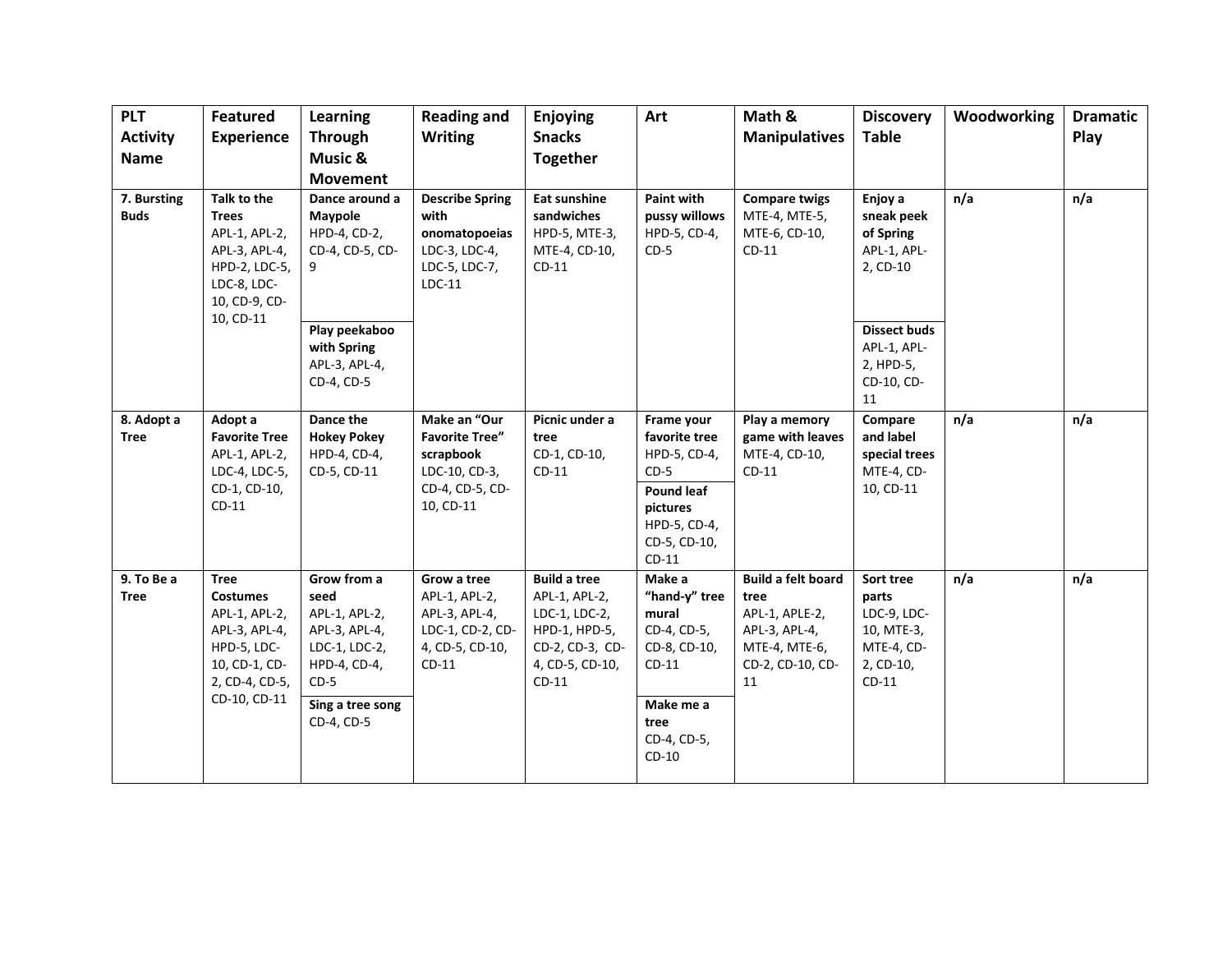| PLT Activity Name | Featured Experience | Learning Through Music & Movement | Reading and Writing | Enjoying Snacks Together | Art | Math & Manipulatives | Discovery Table | Woodworking | Dramatic Play |
|---|---|---|---|---|---|---|---|---|---|
| **7. Bursting Buds** | **Talk to the Trees** APL-1, APL-2, APL-3, APL-4, HPD-2, LDC-5, LDC-8, LDC-10, CD-9, CD-10, CD-11 | **Dance around a Maypole** HPD-4, CD-2, CD-4, CD-5, CD-9 | **Describe Spring with onomatopoeias** LDC-3, LDC-4, LDC-5, LDC-7, LDC-11 | **Eat sunshine sandwiches** HPD-5, MTE-3, MTE-4, CD-10, CD-11 | **Paint with pussy willows** HPD-5, CD-4, CD-5 | **Compare twigs** MTE-4, MTE-5, MTE-6, CD-10, CD-11 | **Enjoy a sneak peek of Spring** APL-1, APL-2, CD-10 | n/a | n/a |
| | | **Play peekaboo with Spring** APL-3, APL-4, CD-4, CD-5 | | | | | **Dissect buds** APL-1, APL-2, HPD-5, CD-10, CD-11 | | |
| **8. Adopt a Tree** | **Adopt a Favorite Tree** APL-1, APL-2, LDC-4, LDC-5, CD-1, CD-10, CD-11 | **Dance the Hokey Pokey** HPD-4, CD-4, CD-5, CD-11 | **Make an "Our Favorite Tree" scrapbook** LDC-10, CD-3, CD-4, CD-5, CD-10, CD-11 | **Picnic under a tree** CD-1, CD-10, CD-11 | **Frame your favorite tree** HPD-5, CD-4, CD-5 | **Play a memory game with leaves** MTE-4, CD-10, CD-11 | **Compare and label special trees** MTE-4, CD-10, CD-11 | n/a | n/a |
| | | | | | **Pound leaf pictures** HPD-5, CD-4, CD-5, CD-10, CD-11 | | | | |
| **9. To Be a Tree** | **Tree Costumes** APL-1, APL-2, APL-3, APL-4, HPD-5, LDC-10, CD-1, CD-2, CD-4, CD-5, CD-10, CD-11 | **Grow from a seed** APL-1, APL-2, APL-3, APL-4, LDC-1, LDC-2, HPD-4, CD-4, CD-5 | **Grow a tree** APL-1, APL-2, APL-3, APL-4, LDC-1, CD-2, CD-4, CD-5, CD-10, CD-11 | **Build a tree** APL-1, APL-2, LDC-1, LDC-2, HPD-1, HPD-5, CD-2, CD-3, CD-4, CD-5, CD-10, CD-11 | **Make a "hand-y" tree mural** CD-4, CD-5, CD-8, CD-10, CD-11 | **Build a felt board tree** APL-1, APLE-2, APL-3, APL-4, MTE-4, MTE-6, CD-2, CD-10, CD-11 | **Sort tree parts** LDC-9, LDC-10, MTE-3, MTE-4, CD-2, CD-10, CD-11 | n/a | n/a |
| | | **Sing a tree song** CD-4, CD-5 | | | **Make me a tree** CD-4, CD-5, CD-10 | | | | |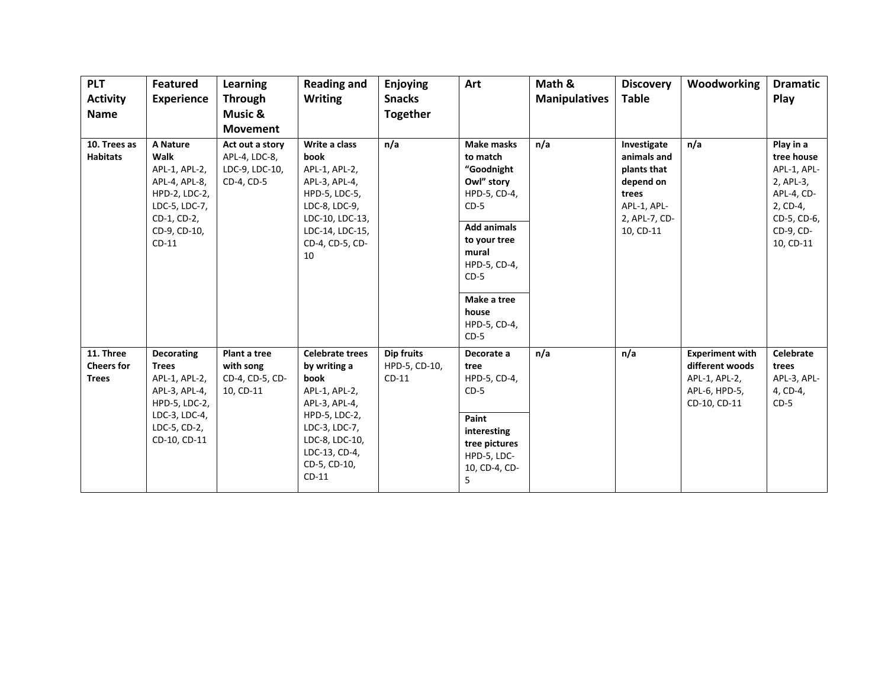| PLT Activity Name | Featured Experience | Learning Through Music & Movement | Reading and Writing | Enjoying Snacks Together | Art | Math & Manipulatives | Discovery Table | Woodworking | Dramatic Play |
|---|---|---|---|---|---|---|---|---|---|
| **10. Trees as Habitats** | **A Nature Walk** APL-1, APL-2, APL-4, APL-8, HPD-2, LDC-2, LDC-5, LDC-7, CD-1, CD-2, CD-9, CD-10, CD-11 | **Act out a story** APL-4, LDC-8, LDC-9, LDC-10, CD-4, CD-5 | **Write a class book** APL-1, APL-2, APL-3, APL-4, HPD-5, LDC-5, LDC-8, LDC-9, LDC-10, LDC-13, LDC-14, LDC-15, CD-4, CD-5, CD-10 | **n/a** | **Make masks to match "Goodnight Owl" story** HPD-5, CD-4, CD-5<br>**Add animals to your tree mural** HPD-5, CD-4, CD-5<br>**Make a tree house** HPD-5, CD-4, CD-5 | **n/a** | **Investigate animals and plants that depend on trees** APL-1, APL-2, APL-7, CD-10, CD-11 | **n/a** | **Play in a tree house** APL-1, APL-2, APL-3, APL-4, CD-2, CD-4, CD-5, CD-6, CD-9, CD-10, CD-11 |
| **11. Three Cheers for Trees** | **Decorating Trees** APL-1, APL-2, APL-3, APL-4, HPD-5, LDC-2, LDC-3, LDC-4, LDC-5, CD-2, CD-10, CD-11 | **Plant a tree with song** CD-4, CD-5, CD-10, CD-11 | **Celebrate trees by writing a book** APL-1, APL-2, APL-3, APL-4, HPD-5, LDC-2, LDC-3, LDC-7, LDC-8, LDC-10, LDC-13, CD-4, CD-5, CD-10, CD-11 | **Dip fruits** HPD-5, CD-10, CD-11 | **Decorate a tree** HPD-5, CD-4, CD-5<br>**Paint interesting tree pictures** HPD-5, LDC-10, CD-4, CD-5 | **n/a** | **n/a** | **Experiment with different woods** APL-1, APL-2, APL-6, HPD-5, CD-10, CD-11 | **Celebrate trees** APL-3, APL-4, CD-4, CD-5 |